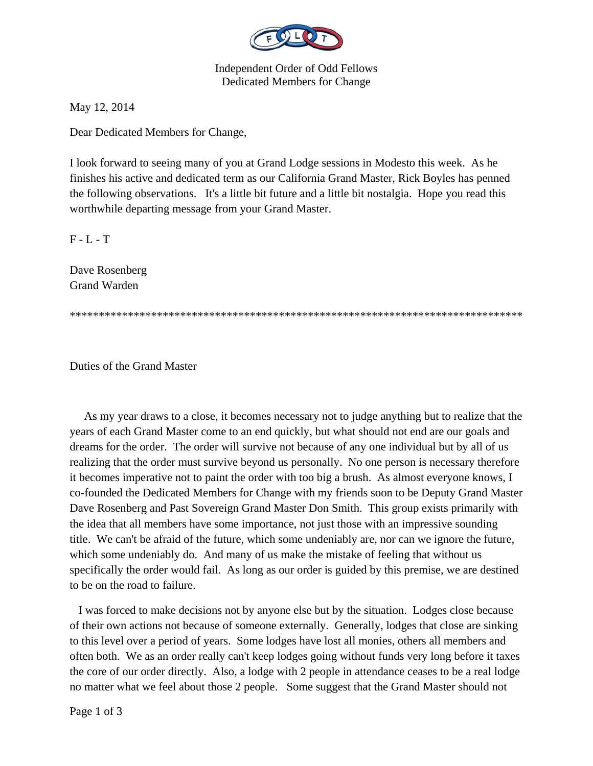Independent Order of Odd Fellows
Dedicated Members for Change

May 12, 2014

Dear Dedicated Members for Change,

I look forward to seeing many of you at Grand Lodge sessions in Modesto this week. As he finishes his active and dedicated term as our California Grand Master, Rick Boyles has penned the following observations. It's a little bit future and a little bit nostalgia. Hope you read this worthwhile departing message from your Grand Master.

F - L - T

Dave Rosenberg
Grand Warden

*******************************************************************************

Duties of the Grand Master

As my year draws to a close, it becomes necessary not to judge anything but to realize that the years of each Grand Master come to an end quickly, but what should not end are our goals and dreams for the order. The order will survive not because of any one individual but by all of us realizing that the order must survive beyond us personally. No one person is necessary therefore it becomes imperative not to paint the order with too big a brush. As almost everyone knows, I co-founded the Dedicated Members for Change with my friends soon to be Deputy Grand Master Dave Rosenberg and Past Sovereign Grand Master Don Smith. This group exists primarily with the idea that all members have some importance, not just those with an impressive sounding title. We can't be afraid of the future, which some undeniably are, nor can we ignore the future, which some undeniably do. And many of us make the mistake of feeling that without us specifically the order would fail. As long as our order is guided by this premise, we are destined to be on the road to failure.

I was forced to make decisions not by anyone else but by the situation. Lodges close because of their own actions not because of someone externally. Generally, lodges that close are sinking to this level over a period of years. Some lodges have lost all monies, others all members and often both. We as an order really can't keep lodges going without funds very long before it taxes the core of our order directly. Also, a lodge with 2 people in attendance ceases to be a real lodge no matter what we feel about those 2 people. Some suggest that the Grand Master should not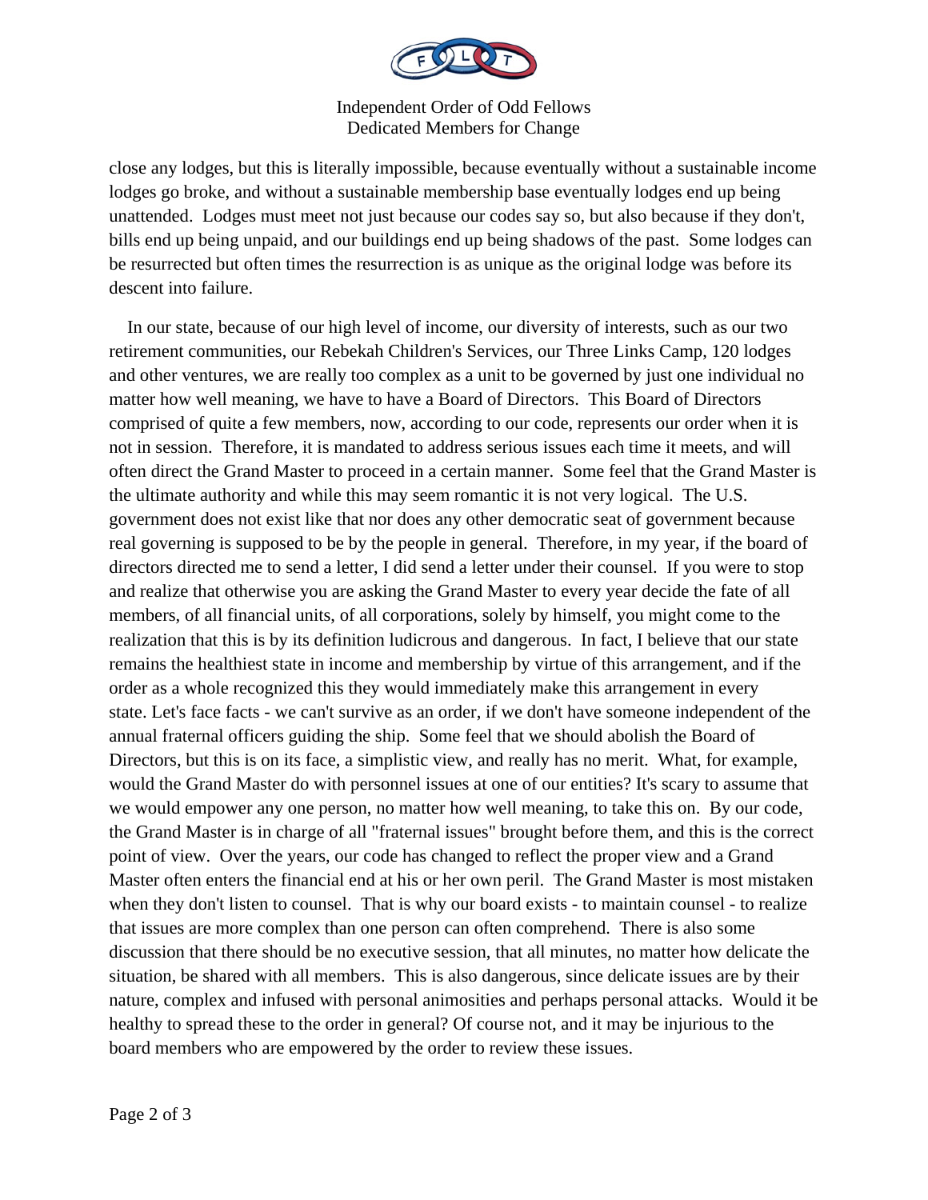close any lodges, but this is literally impossible, because eventually without a sustainable income lodges go broke, and without a sustainable membership base eventually lodges end up being unattended. Lodges must meet not just because our codes say so, but also because if they don't, bills end up being unpaid, and our buildings end up being shadows of the past. Some lodges can be resurrected but often times the resurrection is as unique as the original lodge was before its descent into failure.

In our state, because of our high level of income, our diversity of interests, such as our two retirement communities, our Rebekah Children's Services, our Three Links Camp, 120 lodges and other ventures, we are really too complex as a unit to be governed by just one individual no matter how well meaning, we have to have a Board of Directors. This Board of Directors comprised of quite a few members, now, according to our code, represents our order when it is not in session. Therefore, it is mandated to address serious issues each time it meets, and will often direct the Grand Master to proceed in a certain manner. Some feel that the Grand Master is the ultimate authority and while this may seem romantic it is not very logical. The U.S. government does not exist like that nor does any other democratic seat of government because real governing is supposed to be by the people in general. Therefore, in my year, if the board of directors directed me to send a letter, I did send a letter under their counsel. If you were to stop and realize that otherwise you are asking the Grand Master to every year decide the fate of all members, of all financial units, of all corporations, solely by himself, you might come to the realization that this is by its definition ludicrous and dangerous. In fact, I believe that our state remains the healthiest state in income and membership by virtue of this arrangement, and if the order as a whole recognized this they would immediately make this arrangement in every state. Let's face facts - we can't survive as an order, if we don't have someone independent of the annual fraternal officers guiding the ship. Some feel that we should abolish the Board of Directors, but this is on its face, a simplistic view, and really has no merit. What, for example, would the Grand Master do with personnel issues at one of our entities? It's scary to assume that we would empower any one person, no matter how well meaning, to take this on. By our code, the Grand Master is in charge of all "fraternal issues" brought before them, and this is the correct point of view. Over the years, our code has changed to reflect the proper view and a Grand Master often enters the financial end at his or her own peril. The Grand Master is most mistaken when they don't listen to counsel. That is why our board exists - to maintain counsel - to realize that issues are more complex than one person can often comprehend. There is also some discussion that there should be no executive session, that all minutes, no matter how delicate the situation, be shared with all members. This is also dangerous, since delicate issues are by their nature, complex and infused with personal animosities and perhaps personal attacks. Would it be healthy to spread these to the order in general? Of course not, and it may be injurious to the board members who are empowered by the order to review these issues.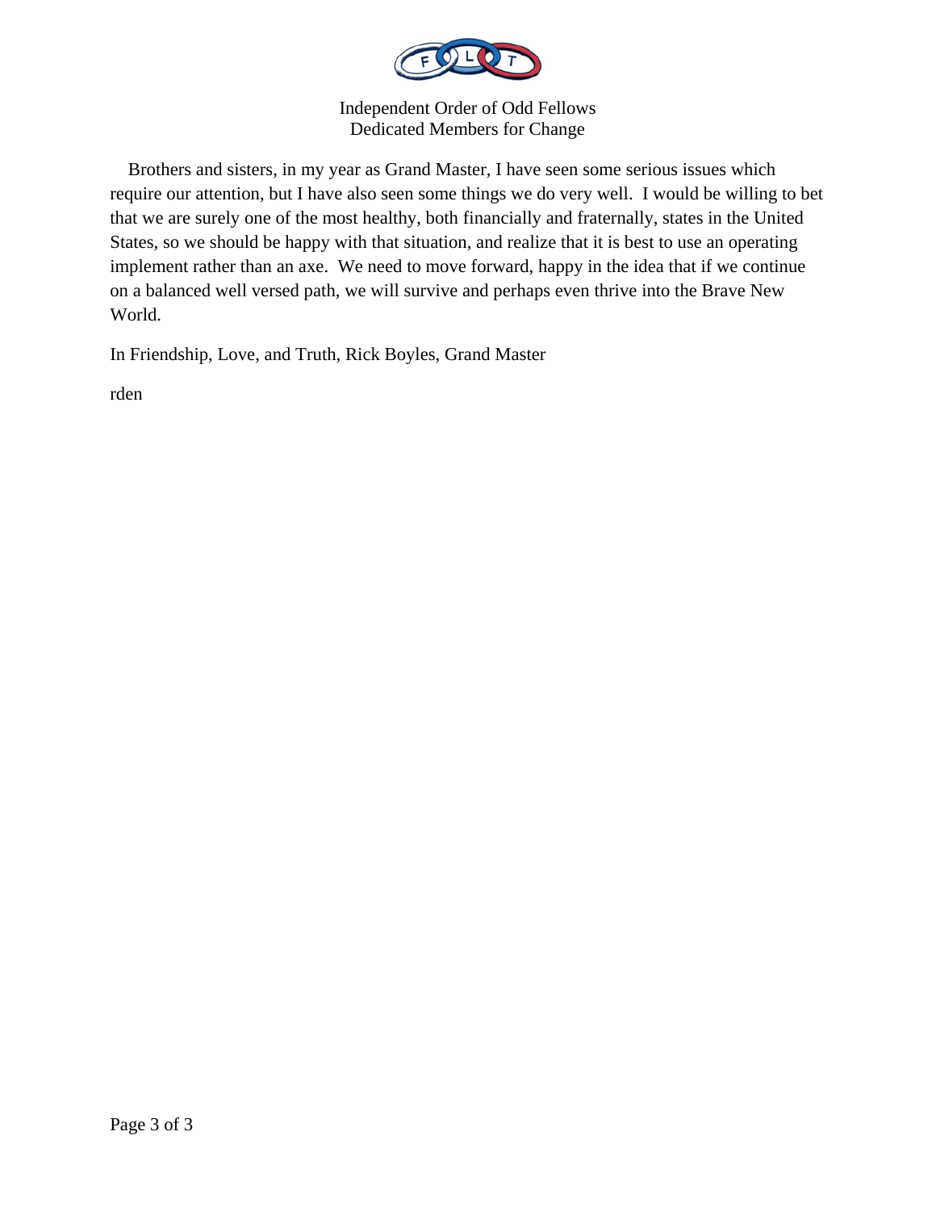Independent Order of Odd Fellows
Dedicated Members for Change

Brothers and sisters, in my year as Grand Master, I have seen some serious issues which require our attention, but I have also seen some things we do very well. I would be willing to bet that we are surely one of the most healthy, both financially and fraternally, states in the United States, so we should be happy with that situation, and realize that it is best to use an operating implement rather than an axe. We need to move forward, happy in the idea that if we continue on a balanced well versed path, we will survive and perhaps even thrive into the Brave New World.

In Friendship, Love, and Truth, Rick Boyles, Grand Master

rden